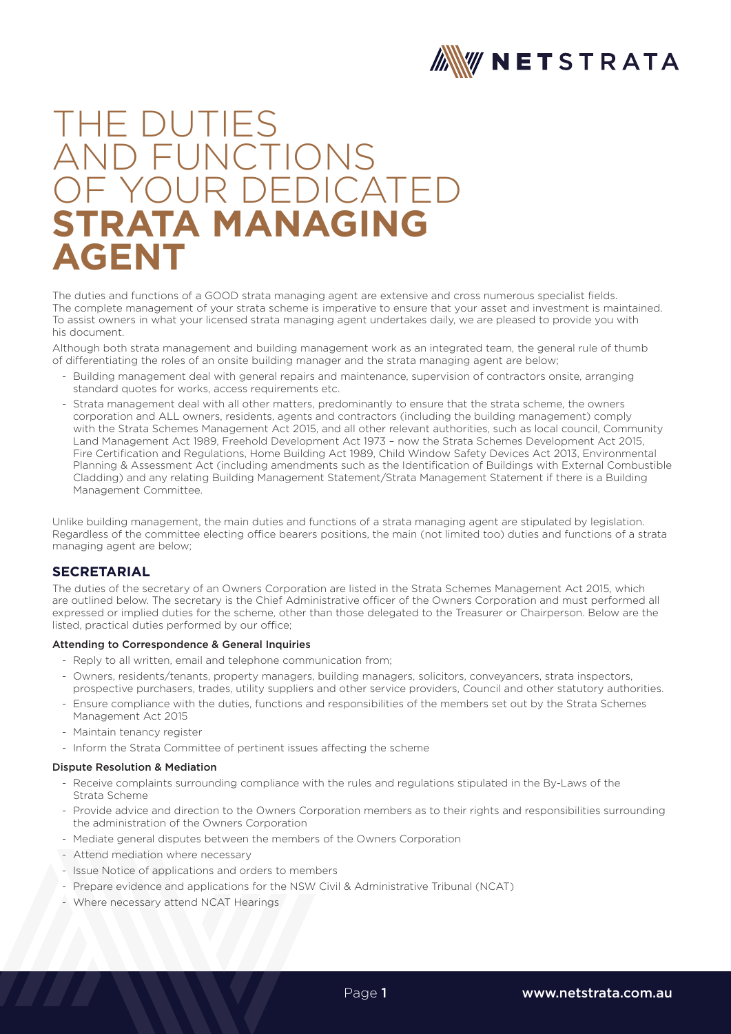# THE DUTIES AND FUNCTIONS OF YOUR DEDICATED **STRATA MANAGING AGENT**

The duties and functions of a GOOD strata managing agent are extensive and cross numerous specialist fields. The complete management of your strata scheme is imperative to ensure that your asset and investment is maintained. To assist owners in what your licensed strata managing agent undertakes daily, we are pleased to provide you with his document.

Although both strata management and building management work as an integrated team, the general rule of thumb of differentiating the roles of an onsite building manager and the strata managing agent are below;

- Building management deal with general repairs and maintenance, supervision of contractors onsite, arranging standard quotes for works, access requirements etc.
- Strata management deal with all other matters, predominantly to ensure that the strata scheme, the owners corporation and ALL owners, residents, agents and contractors (including the building management) comply with the Strata Schemes Management Act 2015, and all other relevant authorities, such as local council, Community Land Management Act 1989, Freehold Development Act 1973 – now the Strata Schemes Development Act 2015, Fire Certification and Regulations, Home Building Act 1989, Child Window Safety Devices Act 2013, Environmental Planning & Assessment Act (including amendments such as the Identification of Buildings with External Combustible Cladding) and any relating Building Management Statement/Strata Management Statement if there is a Building Management Committee.

Unlike building management, the main duties and functions of a strata managing agent are stipulated by legislation. Regardless of the committee electing office bearers positions, the main (not limited too) duties and functions of a strata managing agent are below;

## SECRETARIAL

The duties of the secretary of an Owners Corporation are listed in the Strata Schemes Management Act 2015, which are outlined below. The secretary is the Chief Administrative officer of the Owners Corporation and must performed all expressed or implied duties for the scheme, other than those delegated to the Treasurer or Chairperson. Below are the listed, practical duties performed by our office;

#### Attending to Correspondence & General Inquiries

- Reply to all written, email and telephone communication from;
- Owners, residents/tenants, property managers, building managers, solicitors, conveyancers, strata inspectors, prospective purchasers, trades, utility suppliers and other service providers, Council and other statutory authorities.
- Ensure compliance with the duties, functions and responsibilities of the members set out by the Strata Schemes Management Act 2015
- Maintain tenancy register
- Inform the Strata Committee of pertinent issues affecting the scheme

#### Dispute Resolution & Mediation

- Receive complaints surrounding compliance with the rules and regulations stipulated in the By-Laws of the Strata Scheme
- Provide advice and direction to the Owners Corporation members as to their rights and responsibilities surrounding the administration of the Owners Corporation
- Mediate general disputes between the members of the Owners Corporation
- Attend mediation where necessary
- Issue Notice of applications and orders to members
- Prepare evidence and applications for the NSW Civil & Administrative Tribunal (NCAT)
- Where necessary attend NCAT Hearings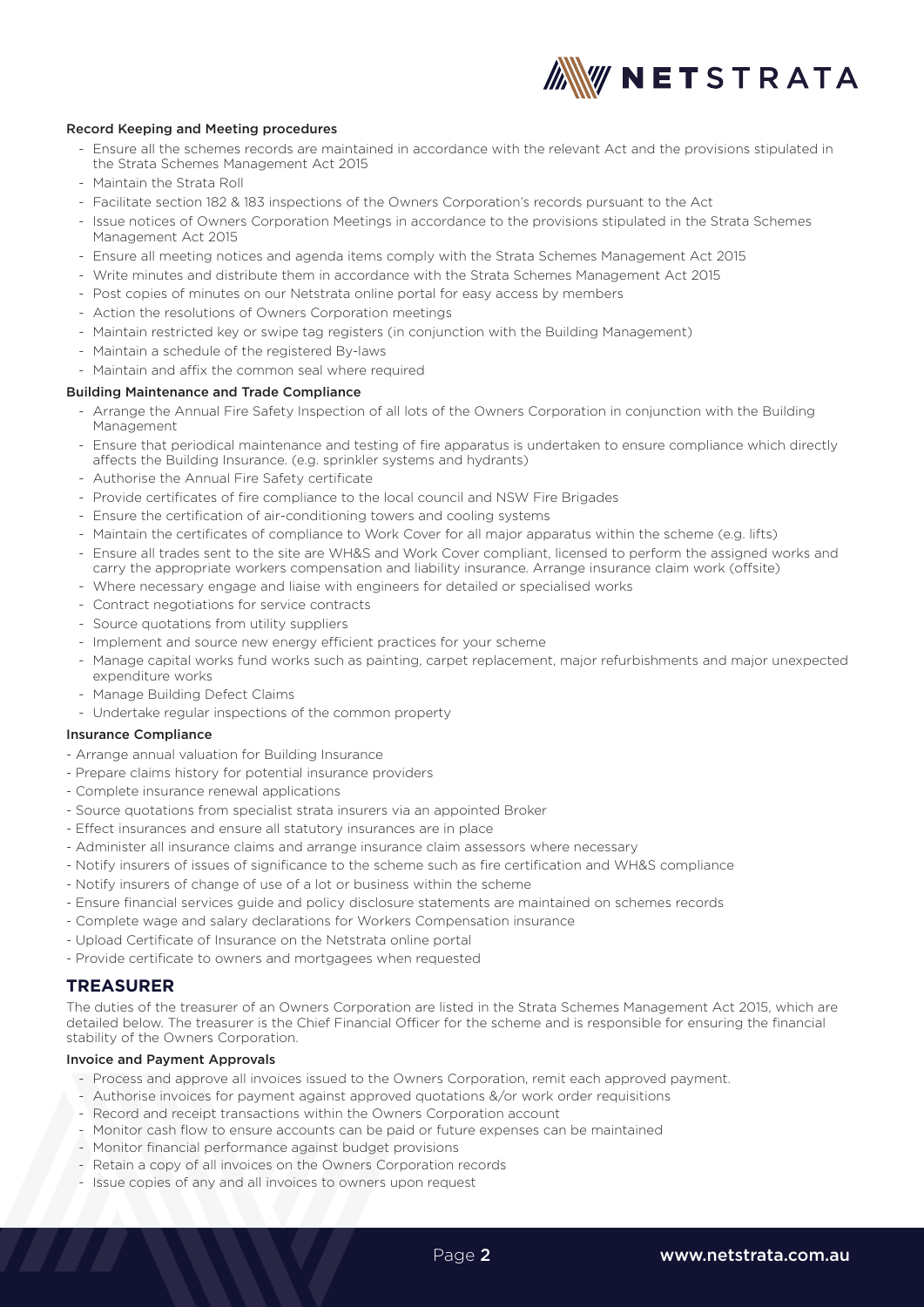### Record Keeping and Meeting procedures

- Ensure all the schemes records are maintained in accordance with the relevant Act and the provisions stipulated in the Strata Schemes Management Act 2015
- Maintain the Strata Roll
- Facilitate section 182 & 183 inspections of the Owners Corporation's records pursuant to the Act
- Issue notices of Owners Corporation Meetings in accordance to the provisions stipulated in the Strata Schemes Management Act 2015
- Ensure all meeting notices and agenda items comply with the Strata Schemes Management Act 2015
- Write minutes and distribute them in accordance with the Strata Schemes Management Act 2015
- Post copies of minutes on our Netstrata online portal for easy access by members
- Action the resolutions of Owners Corporation meetings
- Maintain restricted key or swipe tag registers (in conjunction with the Building Management)
- Maintain a schedule of the registered By-laws
- Maintain and affix the common seal where required

### Building Maintenance and Trade Compliance

- Arrange the Annual Fire Safety Inspection of all lots of the Owners Corporation in conjunction with the Building Management
- Ensure that periodical maintenance and testing of fire apparatus is undertaken to ensure compliance which directly affects the Building Insurance. (e.g. sprinkler systems and hydrants)
- Authorise the Annual Fire Safety certificate
- Provide certificates of fire compliance to the local council and NSW Fire Brigades
- Ensure the certification of air-conditioning towers and cooling systems
- Maintain the certificates of compliance to Work Cover for all major apparatus within the scheme (e.g. lifts)
- Ensure all trades sent to the site are WH&S and Work Cover compliant, licensed to perform the assigned works and carry the appropriate workers compensation and liability insurance. Arrange insurance claim work (offsite)
- Where necessary engage and liaise with engineers for detailed or specialised works
- Contract negotiations for service contracts
- Source quotations from utility suppliers
- Implement and source new energy efficient practices for your scheme
- Manage capital works fund works such as painting, carpet replacement, major refurbishments and major unexpected expenditure works
- Manage Building Defect Claims
- Undertake regular inspections of the common property

### Insurance Compliance

- Arrange annual valuation for Building Insurance
- Prepare claims history for potential insurance providers
- Complete insurance renewal applications
- Source quotations from specialist strata insurers via an appointed Broker
- Effect insurances and ensure all statutory insurances are in place
- Administer all insurance claims and arrange insurance claim assessors where necessary
- Notify insurers of issues of significance to the scheme such as fire certification and WH&S compliance
- Notify insurers of change of use of a lot or business within the scheme
- Ensure financial services guide and policy disclosure statements are maintained on schemes records
- Complete wage and salary declarations for Workers Compensation insurance
- Upload Certificate of Insurance on the Netstrata online portal
- Provide certificate to owners and mortgagees when requested

## TREASURER

The duties of the treasurer of an Owners Corporation are listed in the Strata Schemes Management Act 2015, which are detailed below. The treasurer is the Chief Financial Officer for the scheme and is responsible for ensuring the financial stability of the Owners Corporation.

### Invoice and Payment Approvals

- Process and approve all invoices issued to the Owners Corporation, remit each approved payment.
- Authorise invoices for payment against approved quotations &/or work order requisitions
- Record and receipt transactions within the Owners Corporation account
- Monitor cash flow to ensure accounts can be paid or future expenses can be maintained
- Monitor financial performance against budget provisions
- Retain a copy of all invoices on the Owners Corporation records
- Issue copies of any and all invoices to owners upon request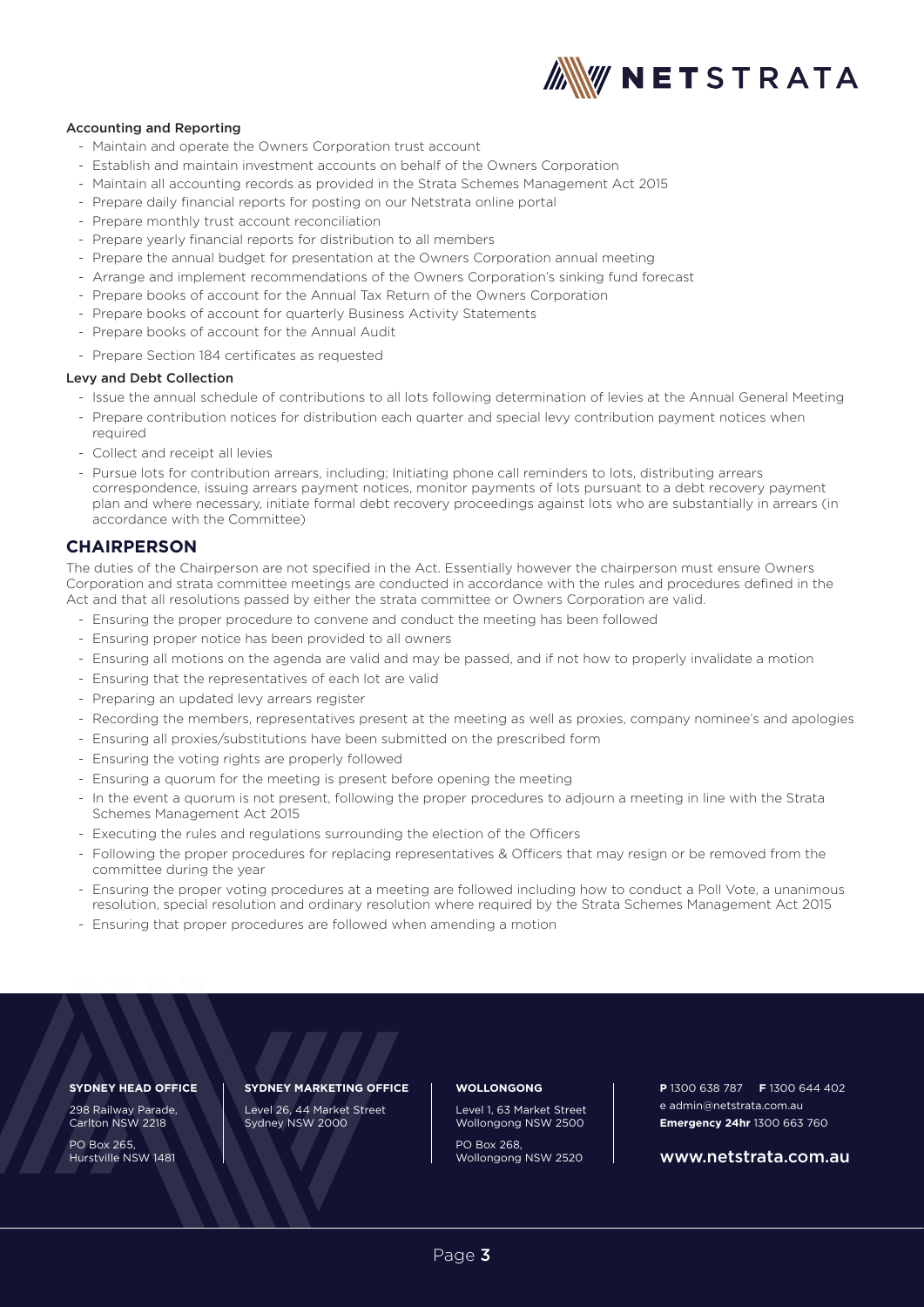#### Accounting and Reporting

- Maintain and operate the Owners Corporation trust account
- Establish and maintain investment accounts on behalf of the Owners Corporation
- Maintain all accounting records as provided in the Strata Schemes Management Act 2015
- Prepare daily financial reports for posting on our Netstrata online portal
- Prepare monthly trust account reconciliation
- Prepare yearly financial reports for distribution to all members
- Prepare the annual budget for presentation at the Owners Corporation annual meeting
- Arrange and implement recommendations of the Owners Corporation's sinking fund forecast
- Prepare books of account for the Annual Tax Return of the Owners Corporation
- Prepare books of account for quarterly Business Activity Statements
- Prepare books of account for the Annual Audit
- Prepare Section 184 certificates as requested

#### Levy and Debt Collection

- Issue the annual schedule of contributions to all lots following determination of levies at the Annual General Meeting
- Prepare contribution notices for distribution each quarter and special levy contribution payment notices when required
- Collect and receipt all levies
- Pursue lots for contribution arrears, including; Initiating phone call reminders to lots, distributing arrears correspondence, issuing arrears payment notices, monitor payments of lots pursuant to a debt recovery payment plan and where necessary, initiate formal debt recovery proceedings against lots who are substantially in arrears (in accordance with the Committee)

## CHAIRPERSON

The duties of the Chairperson are not specified in the Act. Essentially however the chairperson must ensure Owners Corporation and strata committee meetings are conducted in accordance with the rules and procedures defined in the Act and that all resolutions passed by either the strata committee or Owners Corporation are valid.

- Ensuring the proper procedure to convene and conduct the meeting has been followed
- Ensuring proper notice has been provided to all owners
- Ensuring all motions on the agenda are valid and may be passed, and if not how to properly invalidate a motion
- Ensuring that the representatives of each lot are valid
- Preparing an updated levy arrears register
- Recording the members, representatives present at the meeting as well as proxies, company nominee's and apologies
- Ensuring all proxies/substitutions have been submitted on the prescribed form
- Ensuring the voting rights are properly followed
- Ensuring a quorum for the meeting is present before opening the meeting
- In the event a quorum is not present, following the proper procedures to adjourn a meeting in line with the Strata Schemes Management Act 2015
- Executing the rules and regulations surrounding the election of the Officers
- Following the proper procedures for replacing representatives & Officers that may resign or be removed from the committee during the year
- Ensuring the proper voting procedures at a meeting are followed including how to conduct a Poll Vote, a unanimous resolution, special resolution and ordinary resolution where required by the Strata Schemes Management Act 2015
- Ensuring that proper procedures are followed when amending a motion